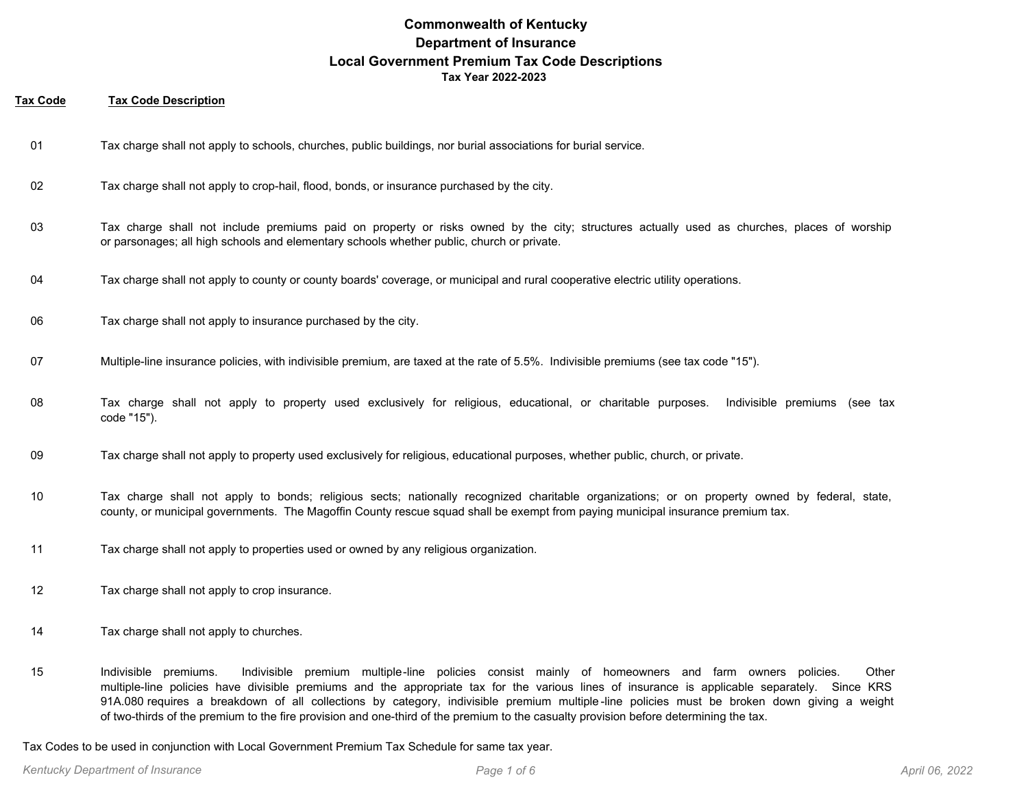# Commonwealth of Kentucky
## Department of Insurance
## Local Government Premium Tax Code Descriptions
### Tax Year 2022-2023

| Tax Code | Tax Code Description |
| --- | --- |
| 01 | Tax charge shall not apply to schools, churches, public buildings, nor burial associations for burial service. |
| 02 | Tax charge shall not apply to crop-hail, flood, bonds, or insurance purchased by the city. |
| 03 | Tax charge shall not include premiums paid on property or risks owned by the city; structures actually used as churches, places of worship or parsonages; all high schools and elementary schools whether public, church or private. |
| 04 | Tax charge shall not apply to county or county boards' coverage, or municipal and rural cooperative electric utility operations. |
| 06 | Tax charge shall not apply to insurance purchased by the city. |
| 07 | Multiple-line insurance policies, with indivisible premium, are taxed at the rate of 5.5%. Indivisible premiums (see tax code "15"). |
| 08 | Tax charge shall not apply to property used exclusively for religious, educational, or charitable purposes. Indivisible premiums (see tax code "15"). |
| 09 | Tax charge shall not apply to property used exclusively for religious, educational purposes, whether public, church, or private. |
| 10 | Tax charge shall not apply to bonds; religious sects; nationally recognized charitable organizations; or on property owned by federal, state, county, or municipal governments. The Magoffin County rescue squad shall be exempt from paying municipal insurance premium tax. |
| 11 | Tax charge shall not apply to properties used or owned by any religious organization. |
| 12 | Tax charge shall not apply to crop insurance. |
| 14 | Tax charge shall not apply to churches. |
| 15 | Indivisible premiums. Indivisible premium multiple-line policies consist mainly of homeowners and farm owners policies. Other multiple-line policies have divisible premiums and the appropriate tax for the various lines of insurance is applicable separately. Since KRS 91A.080 requires a breakdown of all collections by category, indivisible premium multiple-line policies must be broken down giving a weight of two-thirds of the premium to the fire provision and one-third of the premium to the casualty provision before determining the tax. |

Tax Codes to be used in conjunction with Local Government Premium Tax Schedule for same tax year.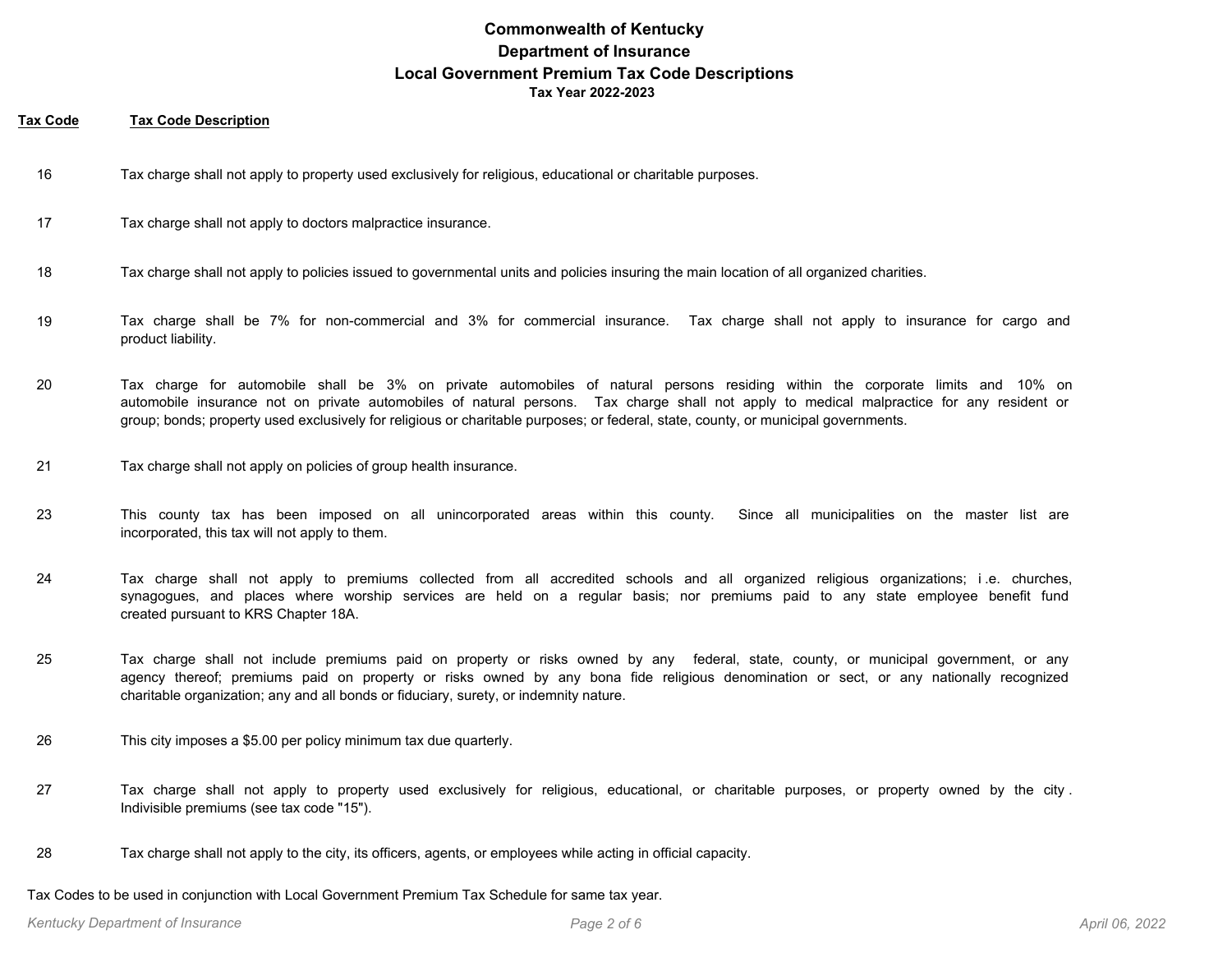# Commonwealth of Kentucky
## Department of Insurance
## Local Government Premium Tax Code Descriptions
### Tax Year 2022-2023

| Tax Code | Tax Code Description |
| --- | --- |
| 16 | Tax charge shall not apply to property used exclusively for religious, educational or charitable purposes. |
| 17 | Tax charge shall not apply to doctors malpractice insurance. |
| 18 | Tax charge shall not apply to policies issued to governmental units and policies insuring the main location of all organized charities. |
| 19 | Tax charge shall be 7% for non-commercial and 3% for commercial insurance. Tax charge shall not apply to insurance for cargo and product liability. |
| 20 | Tax charge for automobile shall be 3% on private automobiles of natural persons residing within the corporate limits and 10% on automobile insurance not on private automobiles of natural persons. Tax charge shall not apply to medical malpractice for any resident or group; bonds; property used exclusively for religious or charitable purposes; or federal, state, county, or municipal governments. |
| 21 | Tax charge shall not apply on policies of group health insurance. |
| 23 | This county tax has been imposed on all unincorporated areas within this county. Since all municipalities on the master list are incorporated, this tax will not apply to them. |
| 24 | Tax charge shall not apply to premiums collected from all accredited schools and all organized religious organizations; i .e. churches, synagogues, and places where worship services are held on a regular basis; nor premiums paid to any state employee benefit fund created pursuant to KRS Chapter 18A. |
| 25 | Tax charge shall not include premiums paid on property or risks owned by any federal, state, county, or municipal government, or any agency thereof; premiums paid on property or risks owned by any bona fide religious denomination or sect, or any nationally recognized charitable organization; any and all bonds or fiduciary, surety, or indemnity nature. |
| 26 | This city imposes a $5.00 per policy minimum tax due quarterly. |
| 27 | Tax charge shall not apply to property used exclusively for religious, educational, or charitable purposes, or property owned by the city . Indivisible premiums (see tax code "15"). |
| 28 | Tax charge shall not apply to the city, its officers, agents, or employees while acting in official capacity. |

Tax Codes to be used in conjunction with Local Government Premium Tax Schedule for same tax year.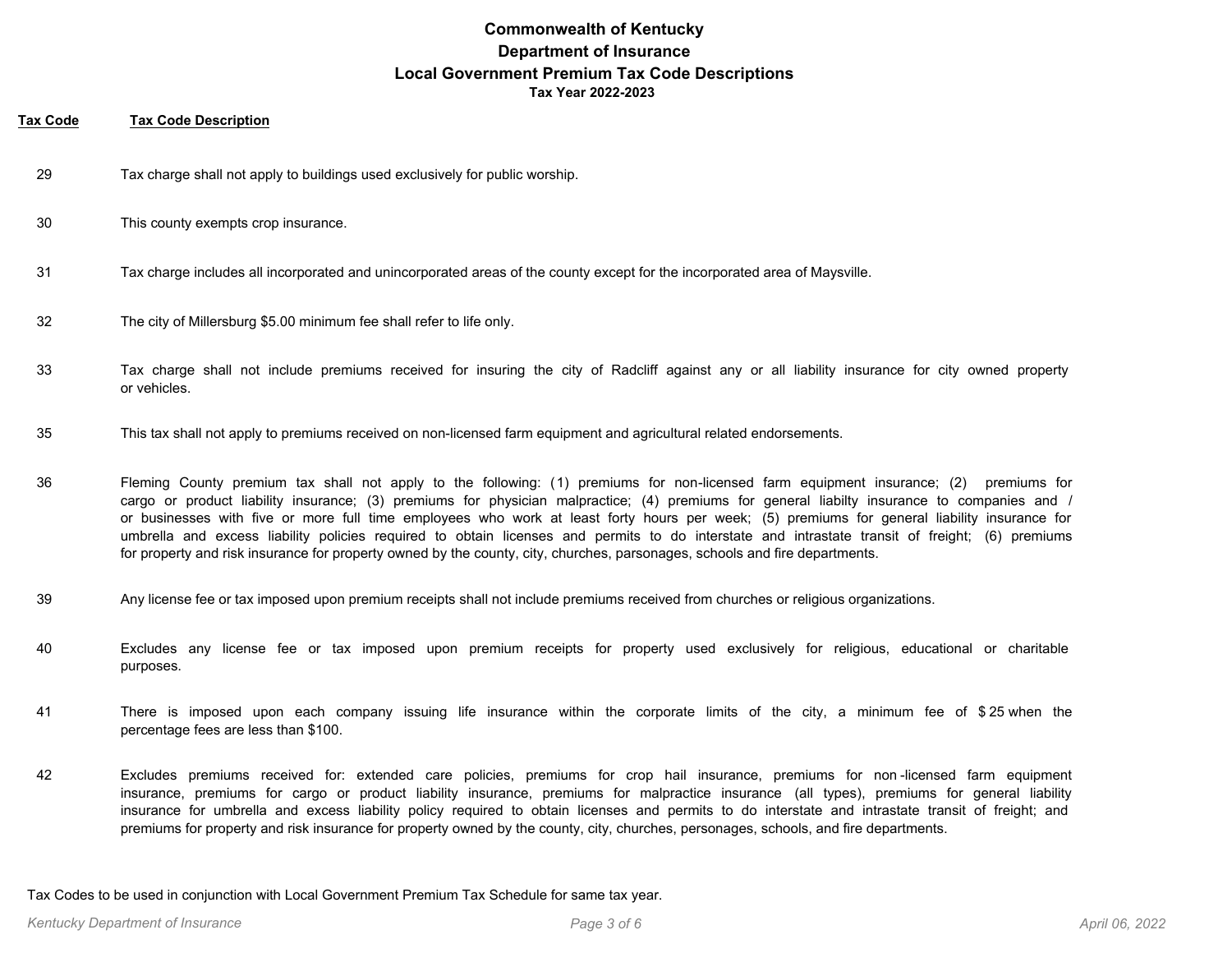# Commonwealth of Kentucky
## Department of Insurance
## Local Government Premium Tax Code Descriptions
### Tax Year 2022-2023

| Tax Code | Tax Code Description |
| --- | --- |
| 29 | Tax charge shall not apply to buildings used exclusively for public worship. |
| 30 | This county exempts crop insurance. |
| 31 | Tax charge includes all incorporated and unincorporated areas of the county except for the incorporated area of Maysville. |
| 32 | The city of Millersburg $5.00 minimum fee shall refer to life only. |
| 33 | Tax charge shall not include premiums received for insuring the city of Radcliff against any or all liability insurance for city owned property or vehicles. |
| 35 | This tax shall not apply to premiums received on non-licensed farm equipment and agricultural related endorsements. |
| 36 | Fleming County premium tax shall not apply to the following: (1) premiums for non-licensed farm equipment insurance; (2) premiums for cargo or product liability insurance; (3) premiums for physician malpractice; (4) premiums for general liabilty insurance to companies and / or businesses with five or more full time employees who work at least forty hours per week; (5) premiums for general liability insurance for umbrella and excess liability policies required to obtain licenses and permits to do interstate and intrastate transit of freight; (6) premiums for property and risk insurance for property owned by the county, city, churches, parsonages, schools and fire departments. |
| 39 | Any license fee or tax imposed upon premium receipts shall not include premiums received from churches or religious organizations. |
| 40 | Excludes any license fee or tax imposed upon premium receipts for property used exclusively for religious, educational or charitable purposes. |
| 41 | There is imposed upon each company issuing life insurance within the corporate limits of the city, a minimum fee of $ 25 when the percentage fees are less than $100. |
| 42 | Excludes premiums received for: extended care policies, premiums for crop hail insurance, premiums for non-licensed farm equipment insurance, premiums for cargo or product liability insurance, premiums for malpractice insurance (all types), premiums for general liability insurance for umbrella and excess liability policy required to obtain licenses and permits to do interstate and intrastate transit of freight; and premiums for property and risk insurance for property owned by the county, city, churches, personages, schools, and fire departments. |

Tax Codes to be used in conjunction with Local Government Premium Tax Schedule for same tax year.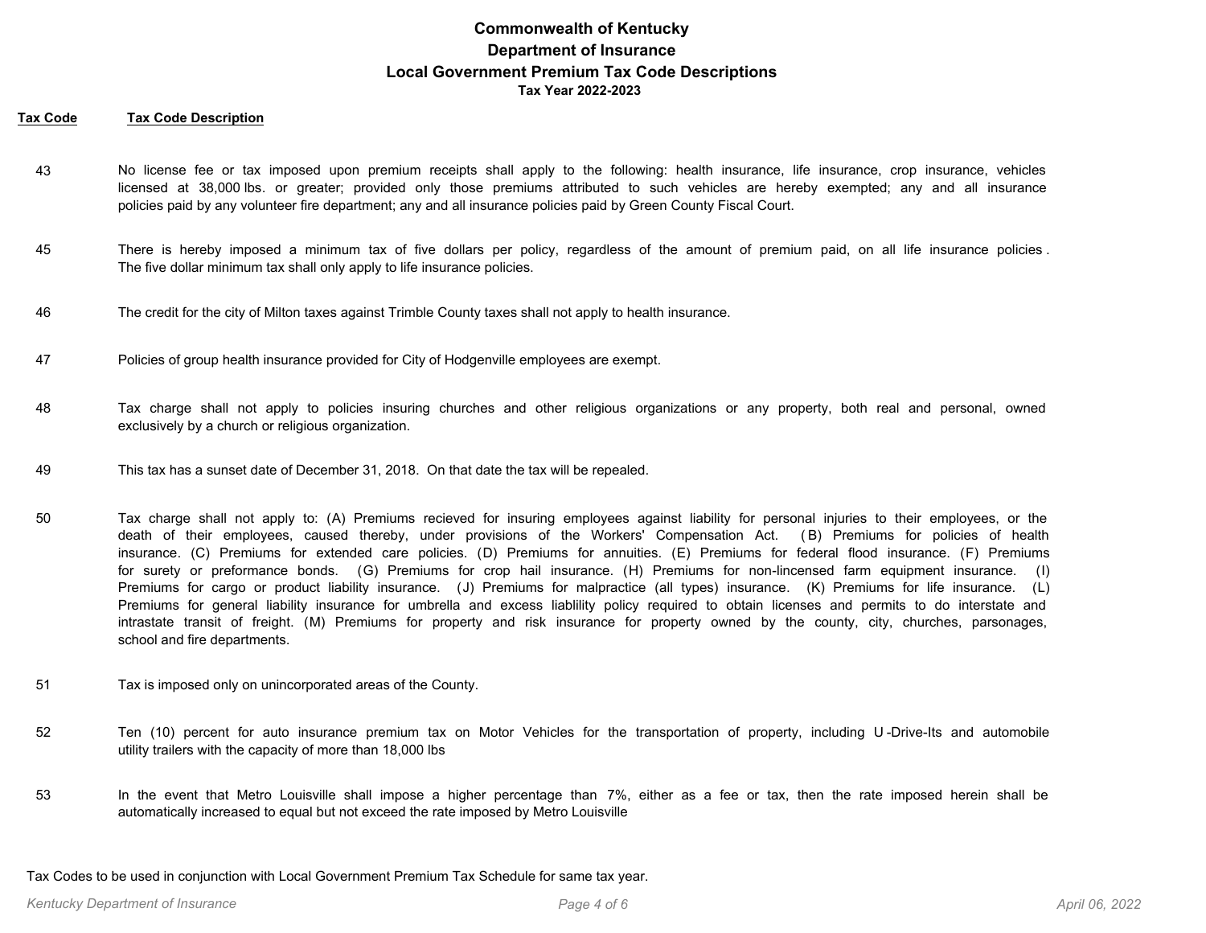**Commonwealth of Kentucky**
**Department of Insurance**
**Local Government Premium Tax Code Descriptions**
**Tax Year 2022-2023**

| Tax Code | Tax Code Description |
| --- | --- |
| 43 | No license fee or tax imposed upon premium receipts shall apply to the following: health insurance, life insurance, crop insurance, vehicles licensed at 38,000 lbs. or greater; provided only those premiums attributed to such vehicles are hereby exempted; any and all insurance policies paid by any volunteer fire department; any and all insurance policies paid by Green County Fiscal Court. |
| 45 | There is hereby imposed a minimum tax of five dollars per policy, regardless of the amount of premium paid, on all life insurance policies. The five dollar minimum tax shall only apply to life insurance policies. |
| 46 | The credit for the city of Milton taxes against Trimble County taxes shall not apply to health insurance. |
| 47 | Policies of group health insurance provided for City of Hodgenville employees are exempt. |
| 48 | Tax charge shall not apply to policies insuring churches and other religious organizations or any property, both real and personal, owned exclusively by a church or religious organization. |
| 49 | This tax has a sunset date of December 31, 2018. On that date the tax will be repealed. |
| 50 | Tax charge shall not apply to: (A) Premiums recieved for insuring employees against liability for personal injuries to their employees, or the death of their employees, caused thereby, under provisions of the Workers' Compensation Act. (B) Premiums for policies of health insurance. (C) Premiums for extended care policies. (D) Premiums for annuities. (E) Premiums for federal flood insurance. (F) Premiums for surety or preformance bonds. (G) Premiums for crop hail insurance. (H) Premiums for non-lincensed farm equipment insurance. (I) Premiums for cargo or product liability insurance. (J) Premiums for malpractice (all types) insurance. (K) Premiums for life insurance. (L) Premiums for general liability insurance for umbrella and excess liablility policy required to obtain licenses and permits to do interstate and intrastate transit of freight. (M) Premiums for property and risk insurance for property owned by the county, city, churches, parsonages, school and fire departments. |
| 51 | Tax is imposed only on unincorporated areas of the County. |
| 52 | Ten (10) percent for auto insurance premium tax on Motor Vehicles for the transportation of property, including U-Drive-Its and automobile utility trailers with the capacity of more than 18,000 lbs |
| 53 | In the event that Metro Louisville shall impose a higher percentage than 7%, either as a fee or tax, then the rate imposed herein shall be automatically increased to equal but not exceed the rate imposed by Metro Louisville |

Tax Codes to be used in conjunction with Local Government Premium Tax Schedule for same tax year.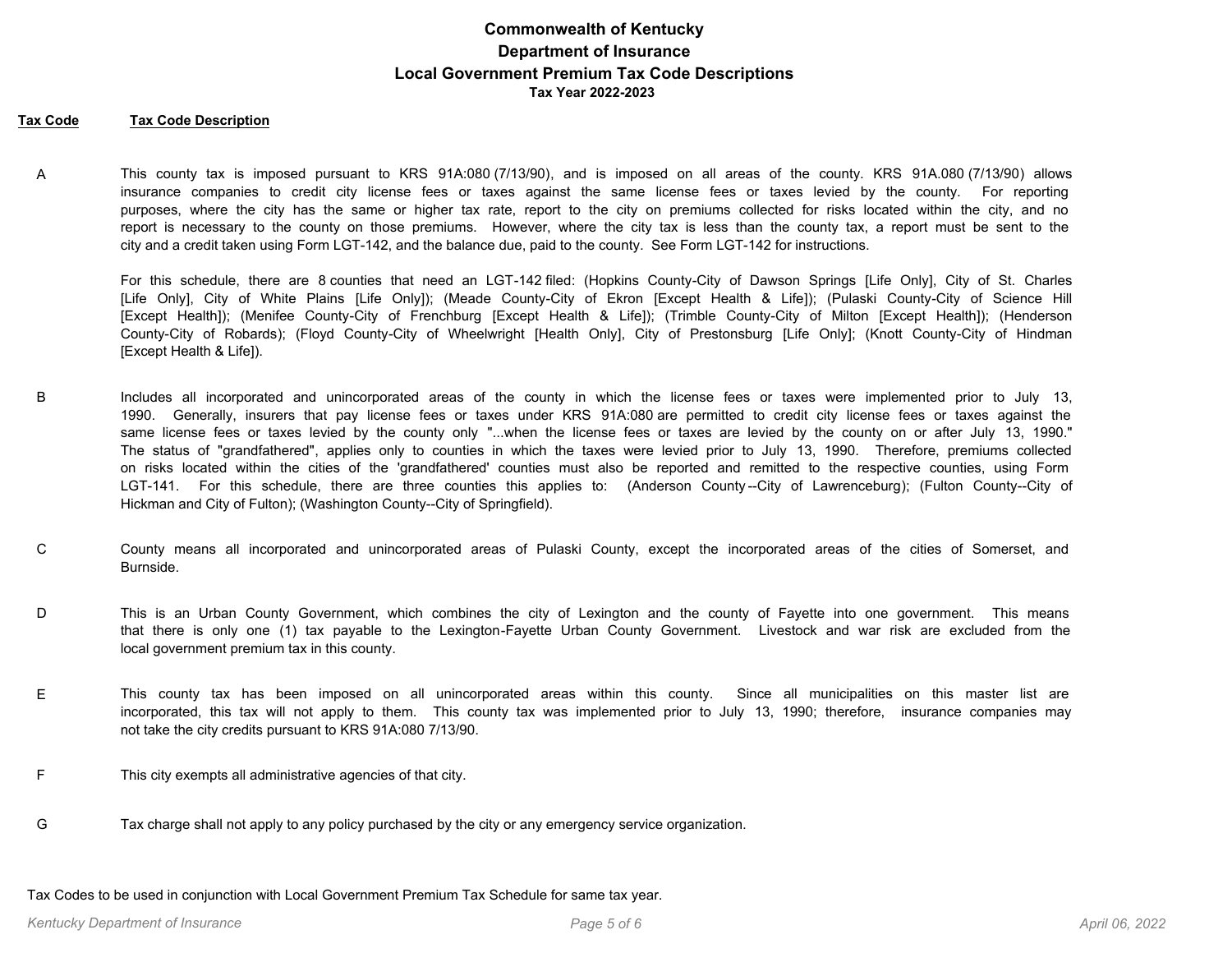# Commonwealth of Kentucky
## Department of Insurance
## Local Government Premium Tax Code Descriptions
### Tax Year 2022-2023

| Tax Code | Tax Code Description |
|---|---|
| A | This county tax is imposed pursuant to KRS 91A:080 (7/13/90), and is imposed on all areas of the county. KRS 91A.080 (7/13/90) allows insurance companies to credit city license fees or taxes against the same license fees or taxes levied by the county. For reporting purposes, where the city has the same or higher tax rate, report to the city on premiums collected for risks located within the city, and no report is necessary to the county on those premiums. However, where the city tax is less than the county tax, a report must be sent to the city and a credit taken using Form LGT-142, and the balance due, paid to the county. See Form LGT-142 for instructions.<br><br>For this schedule, there are 8 counties that need an LGT-142 filed: (Hopkins County-City of Dawson Springs [Life Only], City of St. Charles [Life Only], City of White Plains [Life Only]); (Meade County-City of Ekron [Except Health & Life]); (Pulaski County-City of Science Hill [Except Health]); (Menifee County-City of Frenchburg [Except Health & Life]); (Trimble County-City of Milton [Except Health]); (Henderson County-City of Robards); (Floyd County-City of Wheelwright [Health Only], City of Prestonsburg [Life Only]; (Knott County-City of Hindman [Except Health & Life]). |
| B | Includes all incorporated and unincorporated areas of the county in which the license fees or taxes were implemented prior to July 13, 1990. Generally, insurers that pay license fees or taxes under KRS 91A:080 are permitted to credit city license fees or taxes against the same license fees or taxes levied by the county only "...when the license fees or taxes are levied by the county on or after July 13, 1990." The status of "grandfathered", applies only to counties in which the taxes were levied prior to July 13, 1990. Therefore, premiums collected on risks located within the cities of the 'grandfathered' counties must also be reported and remitted to the respective counties, using Form LGT-141. For this schedule, there are three counties this applies to: (Anderson County--City of Lawrenceburg); (Fulton County--City of Hickman and City of Fulton); (Washington County--City of Springfield). |
| C | County means all incorporated and unincorporated areas of Pulaski County, except the incorporated areas of the cities of Somerset, and Burnside. |
| D | This is an Urban County Government, which combines the city of Lexington and the county of Fayette into one government. This means that there is only one (1) tax payable to the Lexington-Fayette Urban County Government. Livestock and war risk are excluded from the local government premium tax in this county. |
| E | This county tax has been imposed on all unincorporated areas within this county. Since all municipalities on this master list are incorporated, this tax will not apply to them. This county tax was implemented prior to July 13, 1990; therefore, insurance companies may not take the city credits pursuant to KRS 91A:080 7/13/90. |
| F | This city exempts all administrative agencies of that city. |
| G | Tax charge shall not apply to any policy purchased by the city or any emergency service organization. |

Tax Codes to be used in conjunction with Local Government Premium Tax Schedule for same tax year.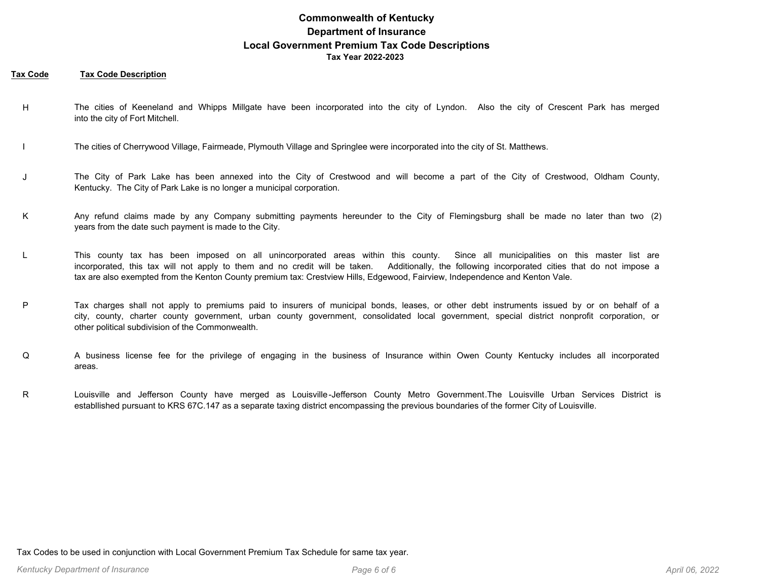# Commonwealth of Kentucky
## Department of Insurance
## Local Government Premium Tax Code Descriptions
### Tax Year 2022-2023

| Tax Code | Tax Code Description |
|---|---|
| H | The cities of Keeneland and Whipps Millgate have been incorporated into the city of Lyndon. Also the city of Crescent Park has merged into the city of Fort Mitchell. |
| I | The cities of Cherrywood Village, Fairmeade, Plymouth Village and Springlee were incorporated into the city of St. Matthews. |
| J | The City of Park Lake has been annexed into the City of Crestwood and will become a part of the City of Crestwood, Oldham County, Kentucky. The City of Park Lake is no longer a municipal corporation. |
| K | Any refund claims made by any Company submitting payments hereunder to the City of Flemingsburg shall be made no later than two (2) years from the date such payment is made to the City. |
| L | This county tax has been imposed on all unincorporated areas within this county. Since all municipalities on this master list are incorporated, this tax will not apply to them and no credit will be taken. Additionally, the following incorporated cities that do not impose a tax are also exempted from the Kenton County premium tax: Crestview Hills, Edgewood, Fairview, Independence and Kenton Vale. |
| P | Tax charges shall not apply to premiums paid to insurers of municipal bonds, leases, or other debt instruments issued by or on behalf of a city, county, charter county government, urban county government, consolidated local government, special district nonprofit corporation, or other political subdivision of the Commonwealth. |
| Q | A business license fee for the privilege of engaging in the business of Insurance within Owen County Kentucky includes all incorporated areas. |
| R | Louisville and Jefferson County have merged as Louisville-Jefferson County Metro Government.The Louisville Urban Services District is establlished pursuant to KRS 67C.147 as a separate taxing district encompassing the previous boundaries of the former City of Louisville. |

Tax Codes to be used in conjunction with Local Government Premium Tax Schedule for same tax year.